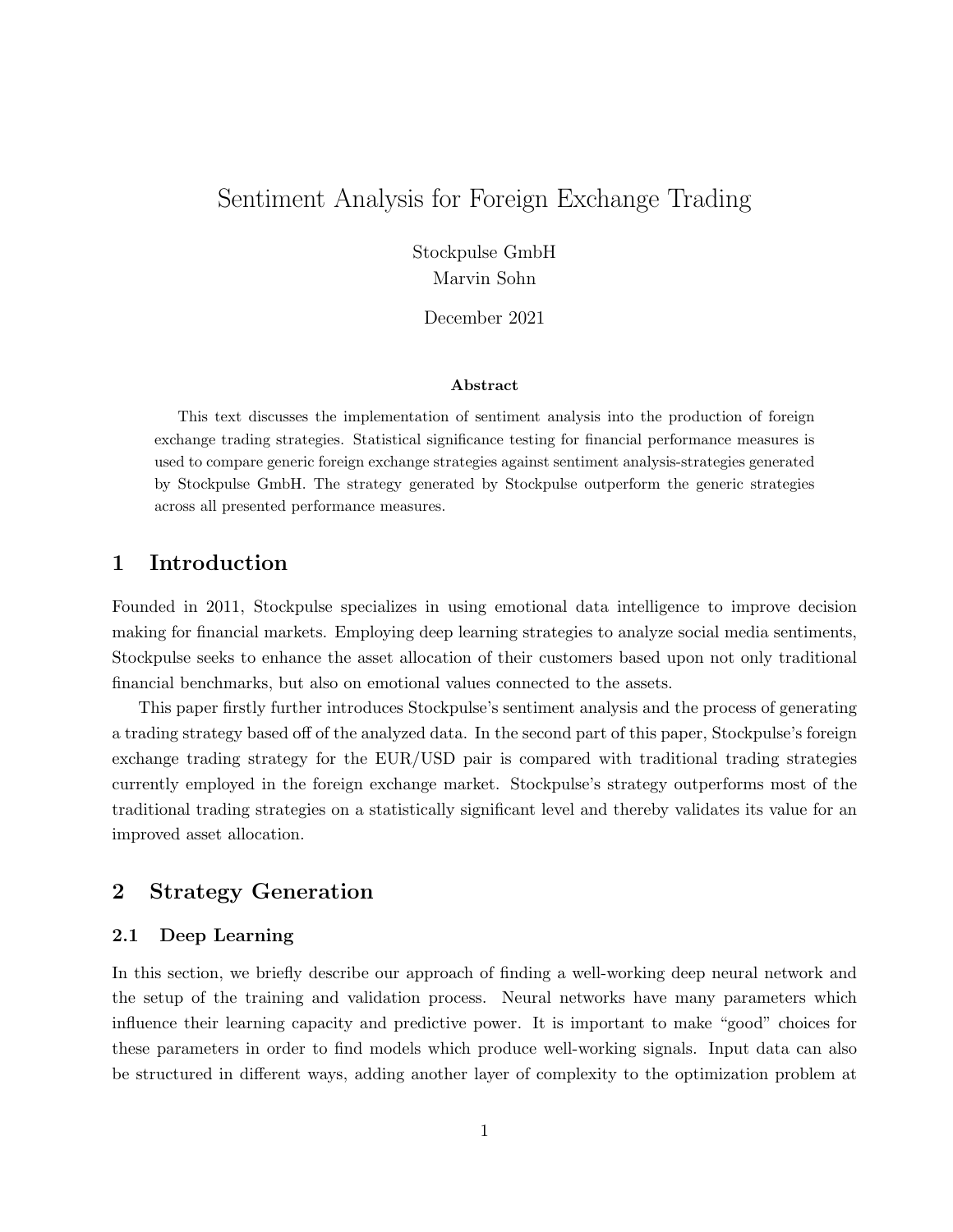# Sentiment Analysis for Foreign Exchange Trading

Stockpulse GmbH
Marvin Sohn

December 2021

**Abstract**

This text discusses the implementation of sentiment analysis into the production of foreign exchange trading strategies. Statistical significance testing for financial performance measures is used to compare generic foreign exchange strategies against sentiment analysis-strategies generated by Stockpulse GmbH. The strategy generated by Stockpulse outperform the generic strategies across all presented performance measures.

## 1 Introduction

Founded in 2011, Stockpulse specializes in using emotional data intelligence to improve decision making for financial markets. Employing deep learning strategies to analyze social media sentiments, Stockpulse seeks to enhance the asset allocation of their customers based upon not only traditional financial benchmarks, but also on emotional values connected to the assets.

This paper firstly further introduces Stockpulse's sentiment analysis and the process of generating a trading strategy based off of the analyzed data. In the second part of this paper, Stockpulse's foreign exchange trading strategy for the EUR/USD pair is compared with traditional trading strategies currently employed in the foreign exchange market. Stockpulse's strategy outperforms most of the traditional trading strategies on a statistically significant level and thereby validates its value for an improved asset allocation.

## 2 Strategy Generation

### 2.1 Deep Learning

In this section, we briefly describe our approach of finding a well-working deep neural network and the setup of the training and validation process. Neural networks have many parameters which influence their learning capacity and predictive power. It is important to make "good" choices for these parameters in order to find models which produce well-working signals. Input data can also be structured in different ways, adding another layer of complexity to the optimization problem at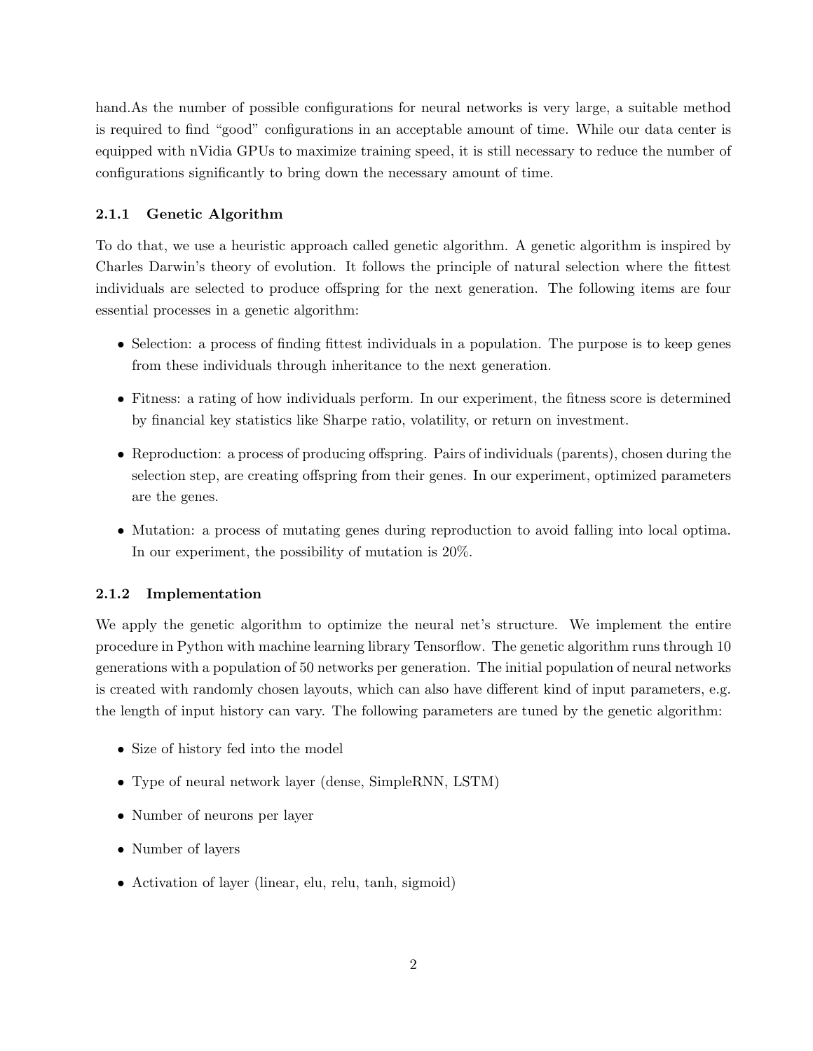hand.As the number of possible configurations for neural networks is very large, a suitable method is required to find "good" configurations in an acceptable amount of time. While our data center is equipped with nVidia GPUs to maximize training speed, it is still necessary to reduce the number of configurations significantly to bring down the necessary amount of time.

### 2.1.1 Genetic Algorithm

To do that, we use a heuristic approach called genetic algorithm. A genetic algorithm is inspired by Charles Darwin's theory of evolution. It follows the principle of natural selection where the fittest individuals are selected to produce offspring for the next generation. The following items are four essential processes in a genetic algorithm:

- Selection: a process of finding fittest individuals in a population. The purpose is to keep genes from these individuals through inheritance to the next generation.
- Fitness: a rating of how individuals perform. In our experiment, the fitness score is determined by financial key statistics like Sharpe ratio, volatility, or return on investment.
- Reproduction: a process of producing offspring. Pairs of individuals (parents), chosen during the selection step, are creating offspring from their genes. In our experiment, optimized parameters are the genes.
- Mutation: a process of mutating genes during reproduction to avoid falling into local optima. In our experiment, the possibility of mutation is 20%.

### 2.1.2 Implementation

We apply the genetic algorithm to optimize the neural net's structure. We implement the entire procedure in Python with machine learning library Tensorflow. The genetic algorithm runs through 10 generations with a population of 50 networks per generation. The initial population of neural networks is created with randomly chosen layouts, which can also have different kind of input parameters, e.g. the length of input history can vary. The following parameters are tuned by the genetic algorithm:

- Size of history fed into the model
- Type of neural network layer (dense, SimpleRNN, LSTM)
- Number of neurons per layer
- Number of layers
- Activation of layer (linear, elu, relu, tanh, sigmoid)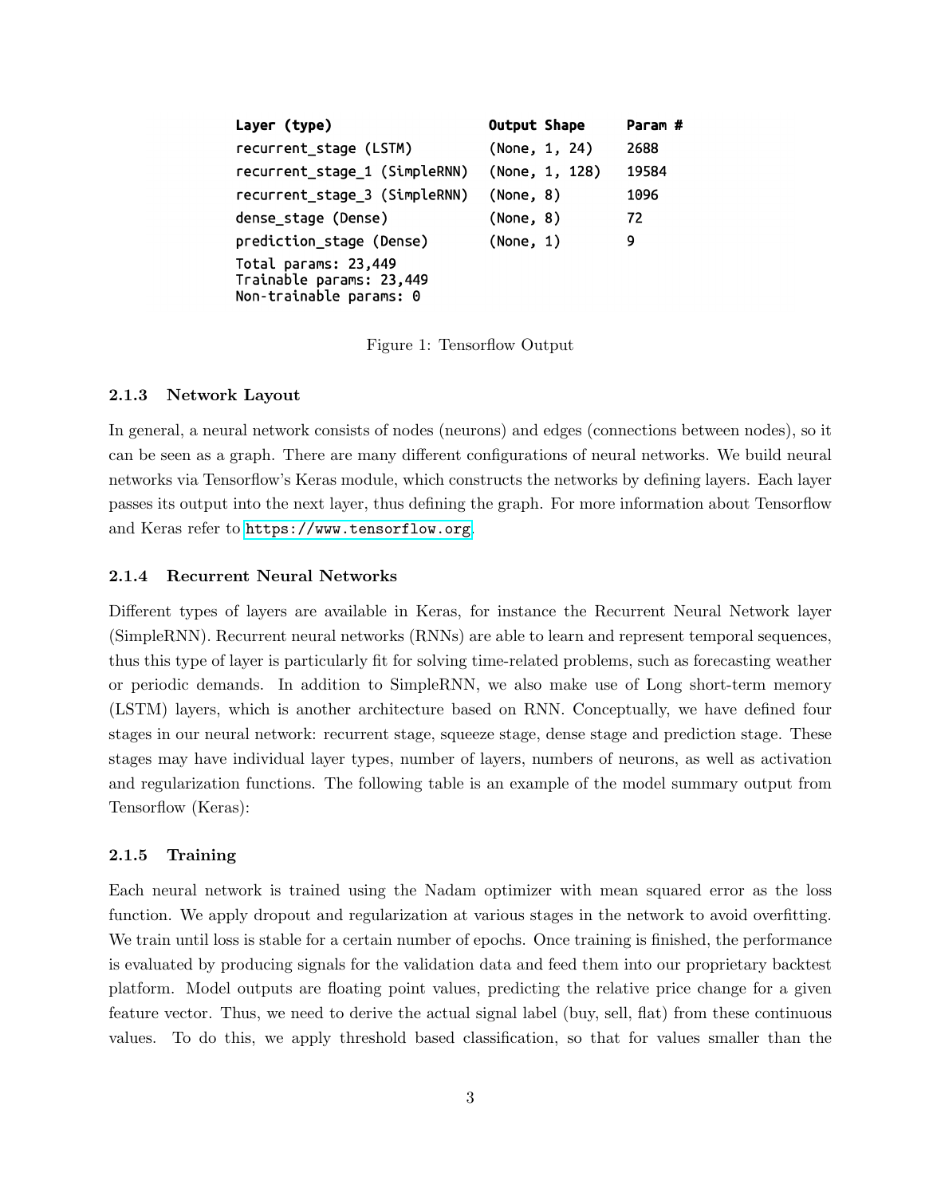| Layer (type) | Output Shape | Param # |
| --- | --- | --- |
| recurrent_stage (LSTM) | (None, 1, 24) | 2688 |
| recurrent_stage_1 (SimpleRNN) | (None, 1, 128) | 19584 |
| recurrent_stage_3 (SimpleRNN) | (None, 8) | 1096 |
| dense_stage (Dense) | (None, 8) | 72 |
| prediction_stage (Dense) | (None, 1) | 9 |

```
Total params: 23,449
Trainable params: 23,449
Non-trainable params: 0
```

Figure 1: Tensorflow Output

### 2.1.3 Network Layout

In general, a neural network consists of nodes (neurons) and edges (connections between nodes), so it can be seen as a graph. There are many different configurations of neural networks. We build neural networks via Tensorflow's Keras module, which constructs the networks by defining layers. Each layer passes its output into the next layer, thus defining the graph. For more information about Tensorflow and Keras refer to https://www.tensorflow.org.

### 2.1.4 Recurrent Neural Networks

Different types of layers are available in Keras, for instance the Recurrent Neural Network layer (SimpleRNN). Recurrent neural networks (RNNs) are able to learn and represent temporal sequences, thus this type of layer is particularly fit for solving time-related problems, such as forecasting weather or periodic demands. In addition to SimpleRNN, we also make use of Long short-term memory (LSTM) layers, which is another architecture based on RNN. Conceptually, we have defined four stages in our neural network: recurrent stage, squeeze stage, dense stage and prediction stage. These stages may have individual layer types, number of layers, numbers of neurons, as well as activation and regularization functions. The following table is an example of the model summary output from Tensorflow (Keras):

### 2.1.5 Training

Each neural network is trained using the Nadam optimizer with mean squared error as the loss function. We apply dropout and regularization at various stages in the network to avoid overfitting. We train until loss is stable for a certain number of epochs. Once training is finished, the performance is evaluated by producing signals for the validation data and feed them into our proprietary backtest platform. Model outputs are floating point values, predicting the relative price change for a given feature vector. Thus, we need to derive the actual signal label (buy, sell, flat) from these continuous values. To do this, we apply threshold based classification, so that for values smaller than the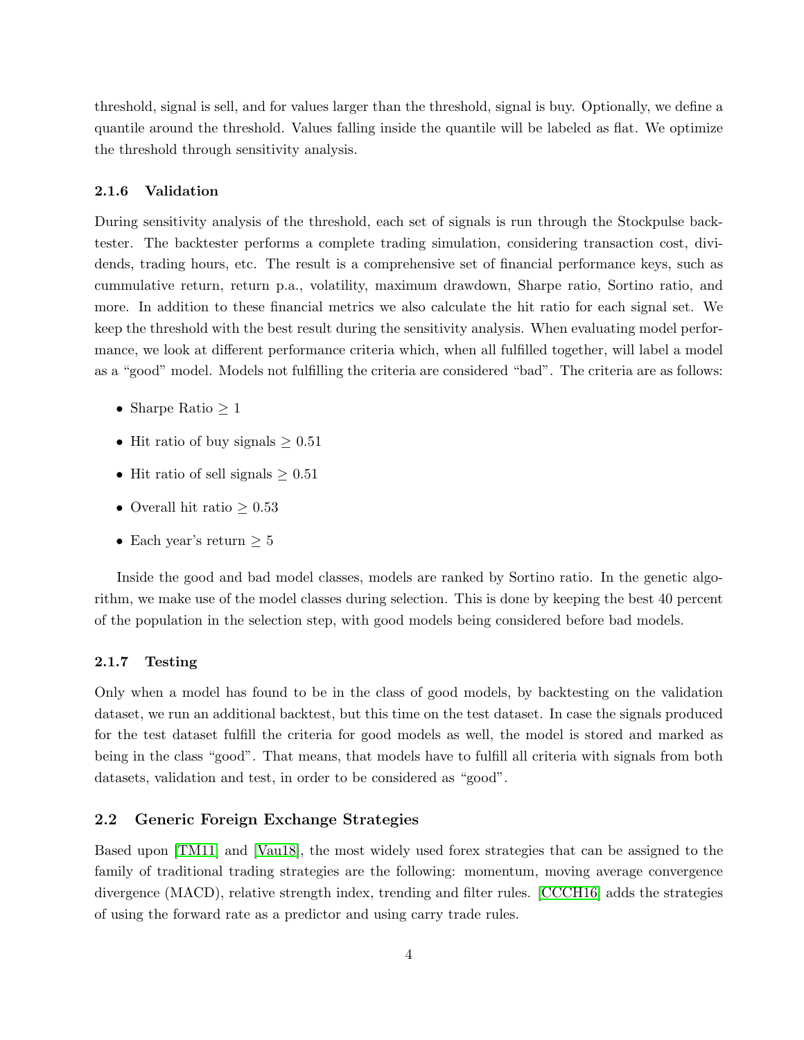threshold, signal is sell, and for values larger than the threshold, signal is buy. Optionally, we define a quantile around the threshold. Values falling inside the quantile will be labeled as flat. We optimize the threshold through sensitivity analysis.

### 2.1.6 Validation

During sensitivity analysis of the threshold, each set of signals is run through the Stockpulse backtester. The backtester performs a complete trading simulation, considering transaction cost, dividends, trading hours, etc. The result is a comprehensive set of financial performance keys, such as cummulative return, return p.a., volatility, maximum drawdown, Sharpe ratio, Sortino ratio, and more. In addition to these financial metrics we also calculate the hit ratio for each signal set. We keep the threshold with the best result during the sensitivity analysis. When evaluating model performance, we look at different performance criteria which, when all fulfilled together, will label a model as a "good" model. Models not fulfilling the criteria are considered "bad". The criteria are as follows:

- Sharpe Ratio $\geq 1$
- Hit ratio of buy signals $\geq 0.51$
- Hit ratio of sell signals $\geq 0.51$
- Overall hit ratio $\geq 0.53$
- Each year's return $\geq 5$

Inside the good and bad model classes, models are ranked by Sortino ratio. In the genetic algorithm, we make use of the model classes during selection. This is done by keeping the best 40 percent of the population in the selection step, with good models being considered before bad models.

### 2.1.7 Testing

Only when a model has found to be in the class of good models, by backtesting on the validation dataset, we run an additional backtest, but this time on the test dataset. In case the signals produced for the test dataset fulfill the criteria for good models as well, the model is stored and marked as being in the class "good". That means, that models have to fulfill all criteria with signals from both datasets, validation and test, in order to be considered as "good".

## 2.2 Generic Foreign Exchange Strategies

Based upon [TM11] and [Vau18], the most widely used forex strategies that can be assigned to the family of traditional trading strategies are the following: momentum, moving average convergence divergence (MACD), relative strength index, trending and filter rules. [CCCH16] adds the strategies of using the forward rate as a predictor and using carry trade rules.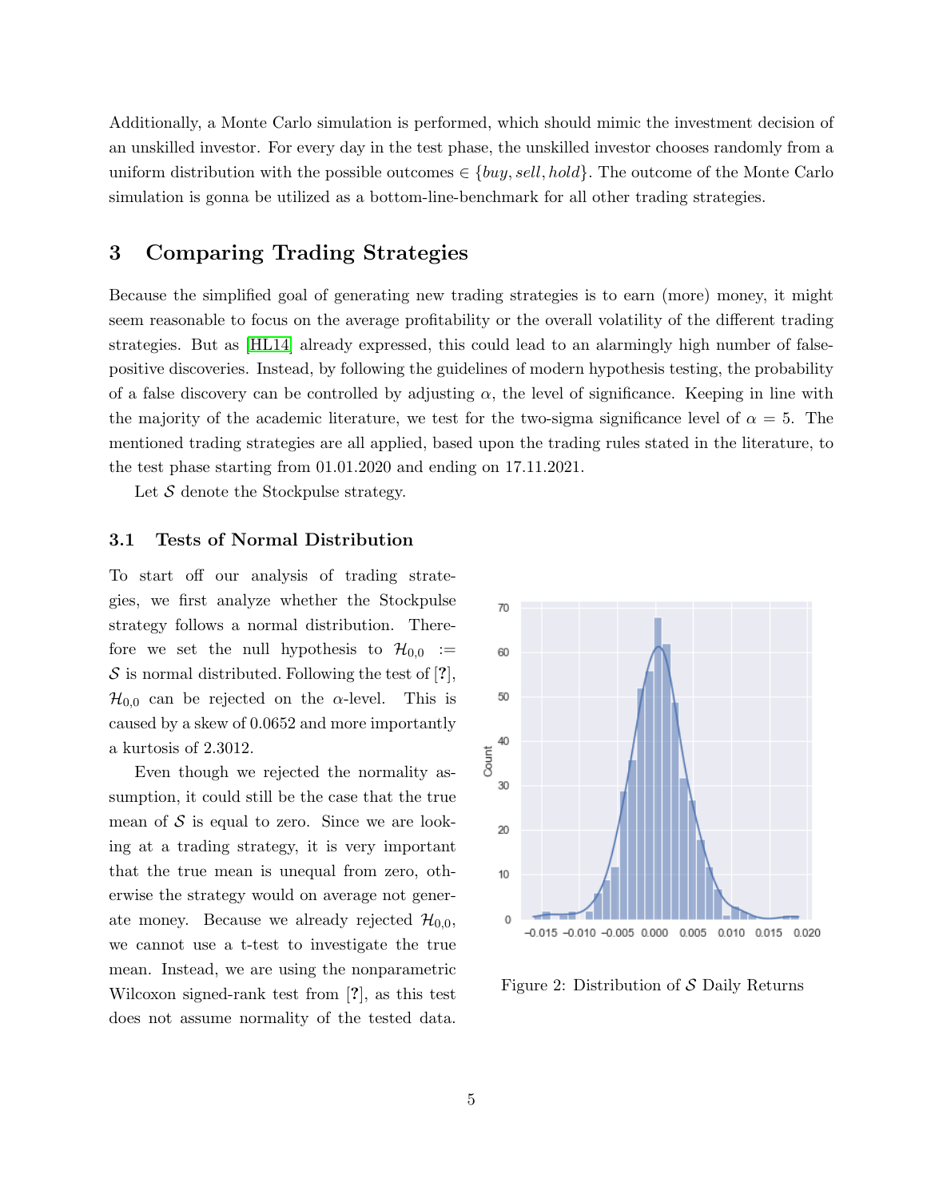Additionally, a Monte Carlo simulation is performed, which should mimic the investment decision of an unskilled investor. For every day in the test phase, the unskilled investor chooses randomly from a uniform distribution with the possible outcomes $\in \{buy, sell, hold\}$. The outcome of the Monte Carlo simulation is gonna be utilized as a bottom-line-benchmark for all other trading strategies.

## 3 Comparing Trading Strategies

Because the simplified goal of generating new trading strategies is to earn (more) money, it might seem reasonable to focus on the average profitability or the overall volatility of the different trading strategies. But as [HL14] already expressed, this could lead to an alarmingly high number of false-positive discoveries. Instead, by following the guidelines of modern hypothesis testing, the probability of a false discovery can be controlled by adjusting $\alpha$, the level of significance. Keeping in line with the majority of the academic literature, we test for the two-sigma significance level of $\alpha = 5$. The mentioned trading strategies are all applied, based upon the trading rules stated in the literature, to the test phase starting from 01.01.2020 and ending on 17.11.2021.

Let $\mathcal{S}$ denote the Stockpulse strategy.

### 3.1 Tests of Normal Distribution

To start off our analysis of trading strategies, we first analyze whether the Stockpulse strategy follows a normal distribution. Therefore we set the null hypothesis to $\mathcal{H}_{0,0} := \mathcal{S}$ is normal distributed. Following the test of [?], $\mathcal{H}_{0,0}$ can be rejected on the $\alpha$-level. This is caused by a skew of 0.0652 and more importantly a kurtosis of 2.3012.

Even though we rejected the normality assumption, it could still be the case that the true mean of $\mathcal{S}$ is equal to zero. Since we are looking at a trading strategy, it is very important that the true mean is unequal from zero, otherwise the strategy would on average not generate money. Because we already rejected $\mathcal{H}_{0,0}$, we cannot use a t-test to investigate the true mean. Instead, we are using the nonparametric Wilcoxon signed-rank test from [?], as this test does not assume normality of the tested data.

Figure 2: Distribution of $\mathcal{S}$ Daily Returns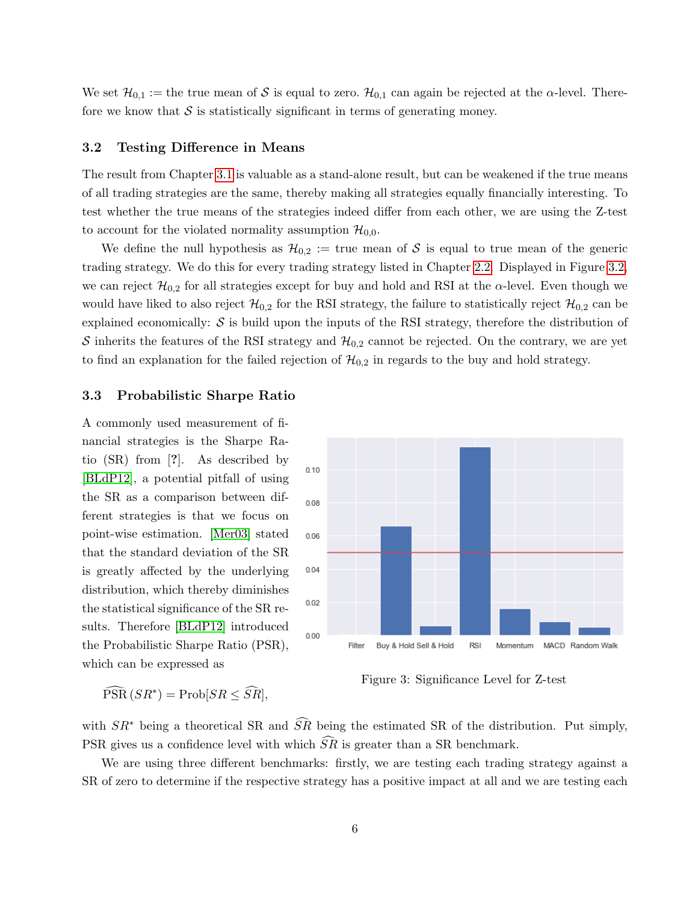We set $\mathcal{H}_{0,1} :=$ the true mean of $\mathcal{S}$ is equal to zero. $\mathcal{H}_{0,1}$ can again be rejected at the $\alpha$-level. Therefore we know that $\mathcal{S}$ is statistically significant in terms of generating money.

### 3.2 Testing Difference in Means

The result from Chapter 3.1 is valuable as a stand-alone result, but can be weakened if the true means of all trading strategies are the same, thereby making all strategies equally financially interesting. To test whether the true means of the strategies indeed differ from each other, we are using the Z-test to account for the violated normality assumption $\mathcal{H}_{0,0}$.

We define the null hypothesis as $\mathcal{H}_{0,2} :=$ true mean of $\mathcal{S}$ is equal to true mean of the generic trading strategy. We do this for every trading strategy listed in Chapter 2.2. Displayed in Figure 3.2, we can reject $\mathcal{H}_{0,2}$ for all strategies except for buy and hold and RSI at the $\alpha$-level. Even though we would have liked to also reject $\mathcal{H}_{0,2}$ for the RSI strategy, the failure to statistically reject $\mathcal{H}_{0,2}$ can be explained economically: $\mathcal{S}$ is build upon the inputs of the RSI strategy, therefore the distribution of $\mathcal{S}$ inherits the features of the RSI strategy and $\mathcal{H}_{0,2}$ cannot be rejected. On the contrary, we are yet to find an explanation for the failed rejection of $\mathcal{H}_{0,2}$ in regards to the buy and hold strategy.

### 3.3 Probabilistic Sharpe Ratio

A commonly used measurement of financial strategies is the Sharpe Ratio (SR) from [?]. As described by [BLdP12], a potential pitfall of using the SR as a comparison between different strategies is that we focus on point-wise estimation. [Mer03] stated that the standard deviation of the SR is greatly affected by the underlying distribution, which thereby diminishes the statistical significance of the SR results. Therefore [BLdP12] introduced the Probabilistic Sharpe Ratio (PSR), which can be expressed as

$$\widehat{\text{PSR}}\,(SR^*) = \text{Prob}[SR \leq \widehat{SR}],$$

Figure 3: Significance Level for Z-test

with $SR^*$ being a theoretical SR and $\widehat{SR}$ being the estimated SR of the distribution. Put simply, PSR gives us a confidence level with which $\widehat{SR}$ is greater than a SR benchmark.

We are using three different benchmarks: firstly, we are testing each trading strategy against a SR of zero to determine if the respective strategy has a positive impact at all and we are testing each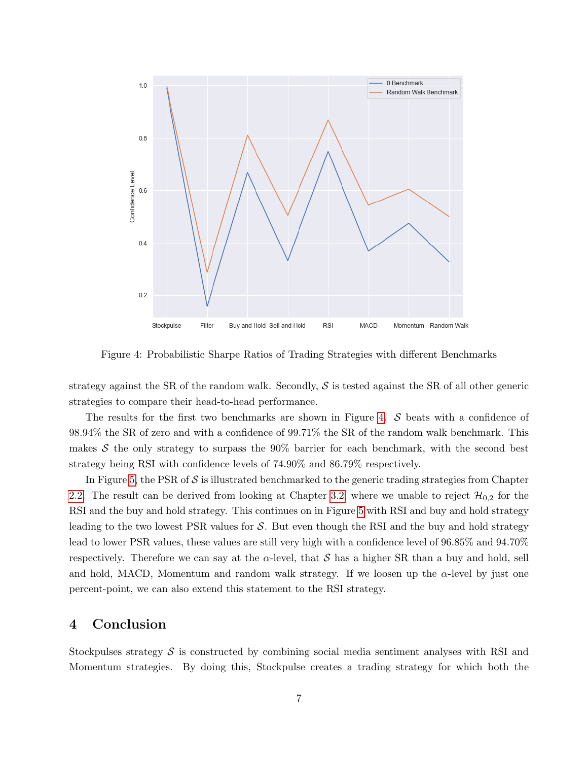Figure 4: Probabilistic Sharpe Ratios of Trading Strategies with different Benchmarks

strategy against the SR of the random walk. Secondly, $\mathcal{S}$ is tested against the SR of all other generic strategies to compare their head-to-head performance.

The results for the first two benchmarks are shown in Figure 4. $\mathcal{S}$ beats with a confidence of 98.94% the SR of zero and with a confidence of 99.71% the SR of the random walk benchmark. This makes $\mathcal{S}$ the only strategy to surpass the 90% barrier for each benchmark, with the second best strategy being RSI with confidence levels of 74.90% and 86.79% respectively.

In Figure 5, the PSR of $\mathcal{S}$ is illustrated benchmarked to the generic trading strategies from Chapter 2.2. The result can be derived from looking at Chapter 3.2, where we unable to reject $\mathcal{H}_{0,2}$ for the RSI and the buy and hold strategy. This continues on in Figure 5 with RSI and buy and hold strategy leading to the two lowest PSR values for $\mathcal{S}$. But even though the RSI and the buy and hold strategy lead to lower PSR values, these values are still very high with a confidence level of 96.85% and 94.70% respectively. Therefore we can say at the $\alpha$-level, that $\mathcal{S}$ has a higher SR than a buy and hold, sell and hold, MACD, Momentum and random walk strategy. If we loosen up the $\alpha$-level by just one percent-point, we can also extend this statement to the RSI strategy.

# 4 Conclusion

Stockpulses strategy $\mathcal{S}$ is constructed by combining social media sentiment analyses with RSI and Momentum strategies. By doing this, Stockpulse creates a trading strategy for which both the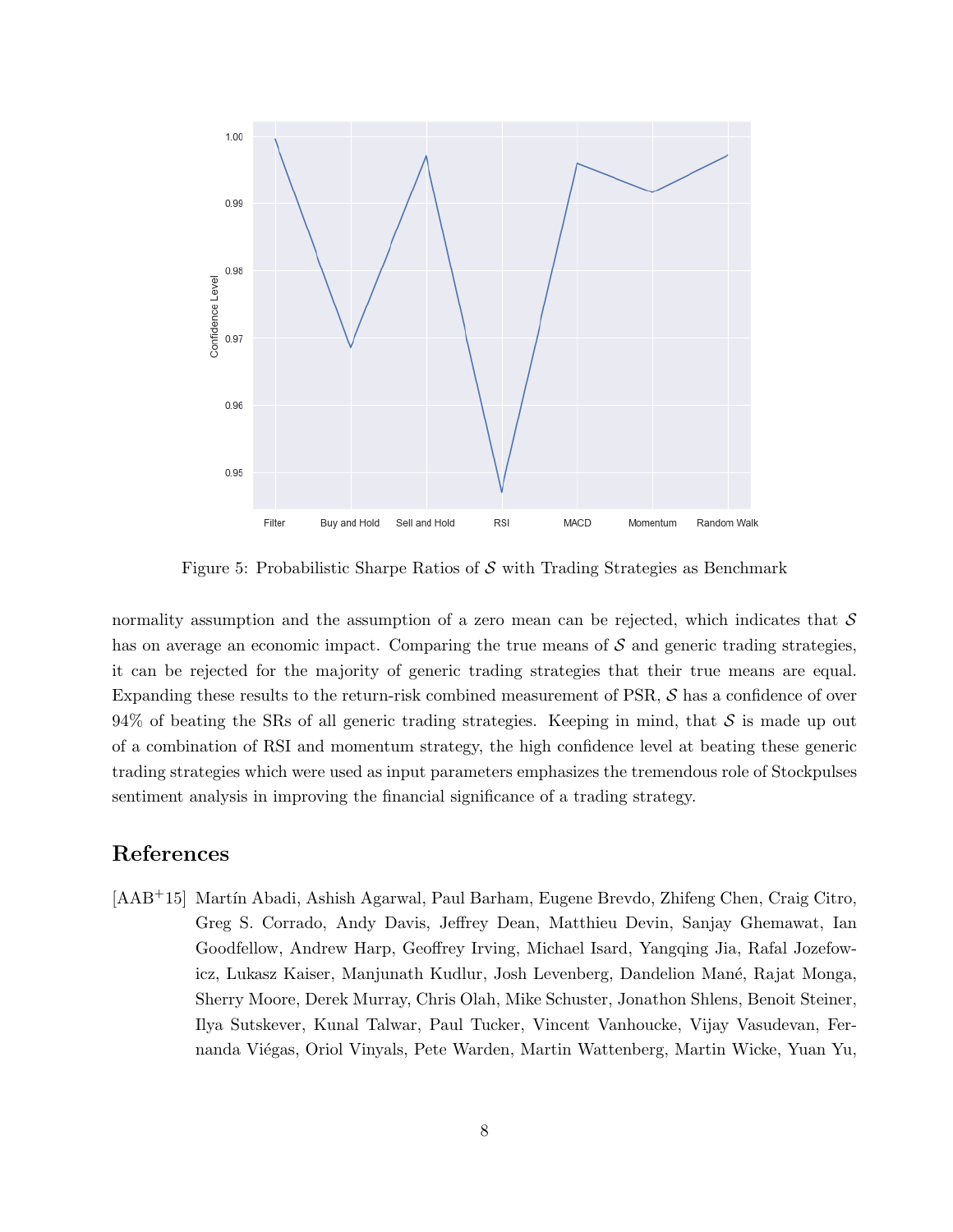Figure 5: Probabilistic Sharpe Ratios of $\mathcal{S}$ with Trading Strategies as Benchmark

normality assumption and the assumption of a zero mean can be rejected, which indicates that $\mathcal{S}$ has on average an economic impact. Comparing the true means of $\mathcal{S}$ and generic trading strategies, it can be rejected for the majority of generic trading strategies that their true means are equal. Expanding these results to the return-risk combined measurement of PSR, $\mathcal{S}$ has a confidence of over 94% of beating the SRs of all generic trading strategies. Keeping in mind, that $\mathcal{S}$ is made up out of a combination of RSI and momentum strategy, the high confidence level at beating these generic trading strategies which were used as input parameters emphasizes the tremendous role of Stockpulses sentiment analysis in improving the financial significance of a trading strategy.

## References

[AAB+15] Martín Abadi, Ashish Agarwal, Paul Barham, Eugene Brevdo, Zhifeng Chen, Craig Citro, Greg S. Corrado, Andy Davis, Jeffrey Dean, Matthieu Devin, Sanjay Ghemawat, Ian Goodfellow, Andrew Harp, Geoffrey Irving, Michael Isard, Yangqing Jia, Rafal Jozefowicz, Lukasz Kaiser, Manjunath Kudlur, Josh Levenberg, Dandelion Mané, Rajat Monga, Sherry Moore, Derek Murray, Chris Olah, Mike Schuster, Jonathon Shlens, Benoit Steiner, Ilya Sutskever, Kunal Talwar, Paul Tucker, Vincent Vanhoucke, Vijay Vasudevan, Fernanda Viégas, Oriol Vinyals, Pete Warden, Martin Wattenberg, Martin Wicke, Yuan Yu,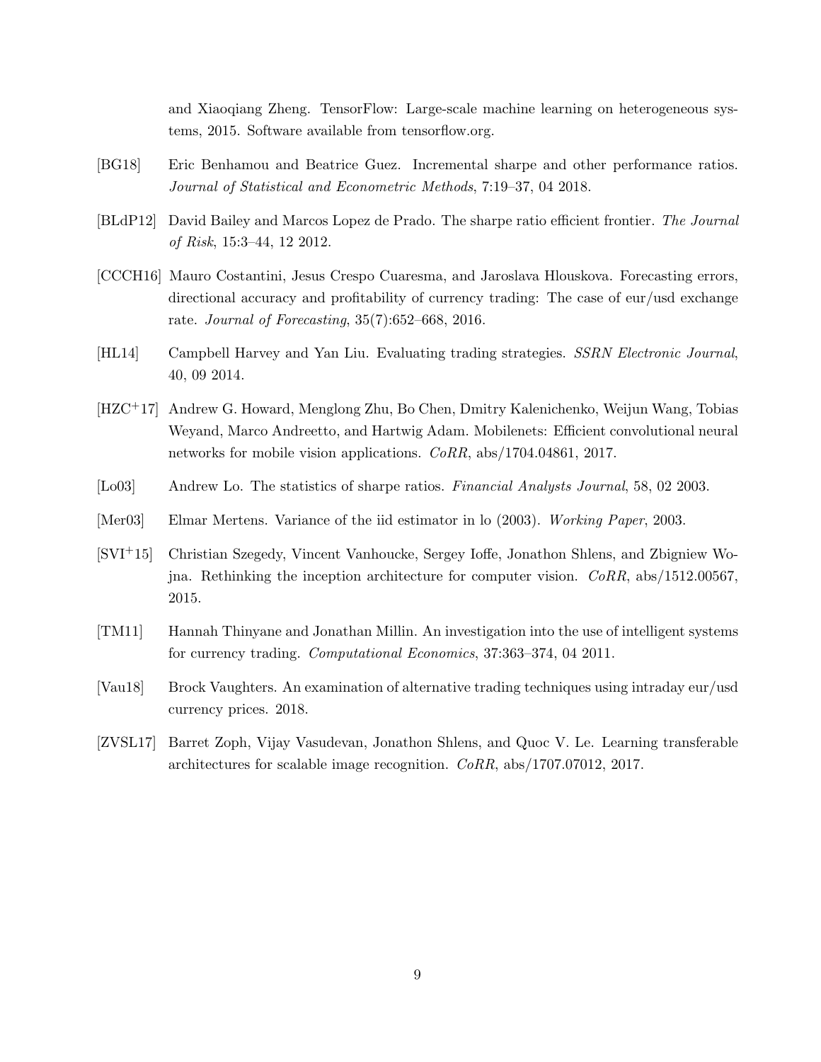and Xiaoqiang Zheng. TensorFlow: Large-scale machine learning on heterogeneous systems, 2015. Software available from tensorflow.org.

[BG18] Eric Benhamou and Beatrice Guez. Incremental sharpe and other performance ratios. *Journal of Statistical and Econometric Methods*, 7:19–37, 04 2018.

[BLdP12] David Bailey and Marcos Lopez de Prado. The sharpe ratio efficient frontier. *The Journal of Risk*, 15:3–44, 12 2012.

[CCCH16] Mauro Costantini, Jesus Crespo Cuaresma, and Jaroslava Hlouskova. Forecasting errors, directional accuracy and profitability of currency trading: The case of eur/usd exchange rate. *Journal of Forecasting*, 35(7):652–668, 2016.

[HL14] Campbell Harvey and Yan Liu. Evaluating trading strategies. *SSRN Electronic Journal*, 40, 09 2014.

[HZC+17] Andrew G. Howard, Menglong Zhu, Bo Chen, Dmitry Kalenichenko, Weijun Wang, Tobias Weyand, Marco Andreetto, and Hartwig Adam. Mobilenets: Efficient convolutional neural networks for mobile vision applications. *CoRR*, abs/1704.04861, 2017.

[Lo03] Andrew Lo. The statistics of sharpe ratios. *Financial Analysts Journal*, 58, 02 2003.

[Mer03] Elmar Mertens. Variance of the iid estimator in lo (2003). *Working Paper*, 2003.

[SVI+15] Christian Szegedy, Vincent Vanhoucke, Sergey Ioffe, Jonathon Shlens, and Zbigniew Wojna. Rethinking the inception architecture for computer vision. *CoRR*, abs/1512.00567, 2015.

[TM11] Hannah Thinyane and Jonathan Millin. An investigation into the use of intelligent systems for currency trading. *Computational Economics*, 37:363–374, 04 2011.

[Vau18] Brock Vaughters. An examination of alternative trading techniques using intraday eur/usd currency prices. 2018.

[ZVSL17] Barret Zoph, Vijay Vasudevan, Jonathon Shlens, and Quoc V. Le. Learning transferable architectures for scalable image recognition. *CoRR*, abs/1707.07012, 2017.